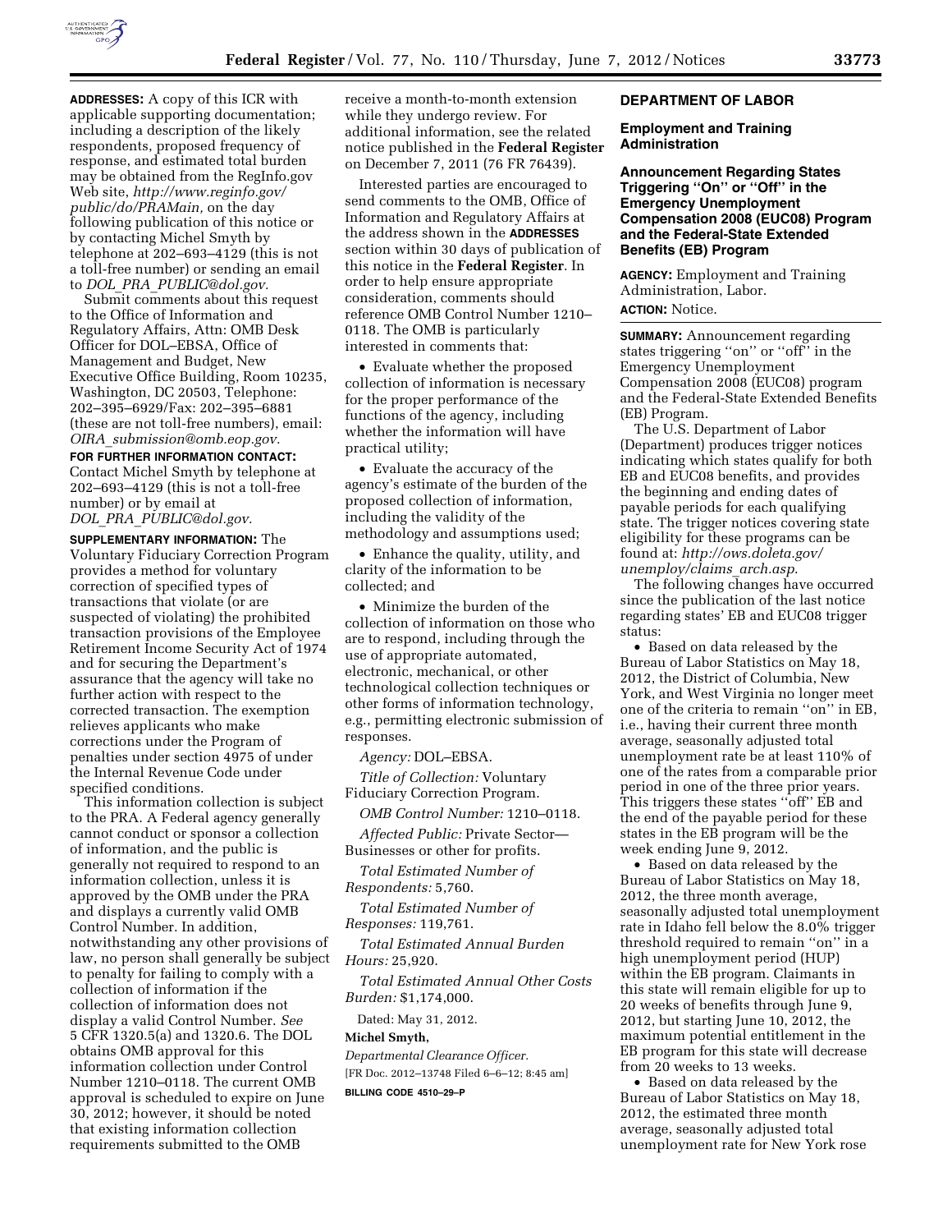**ADDRESSES:** A copy of this ICR with applicable supporting documentation; including a description of the likely respondents, proposed frequency of response, and estimated total burden may be obtained from the RegInfo.gov Web site, *http://www.reginfo.gov/public/do/PRAMain,* on the day following publication of this notice or by contacting Michel Smyth by telephone at 202–693–4129 (this is not a toll-free number) or sending an email to *DOL_PRA_PUBLIC@dol.gov.*

Submit comments about this request to the Office of Information and Regulatory Affairs, Attn: OMB Desk Officer for DOL–EBSA, Office of Management and Budget, New Executive Office Building, Room 10235, Washington, DC 20503, Telephone: 202–395–6929/Fax: 202–395–6881 (these are not toll-free numbers), email: *OIRA_submission@omb.eop.gov.*

**FOR FURTHER INFORMATION CONTACT:** Contact Michel Smyth by telephone at 202–693–4129 (this is not a toll-free number) or by email at *DOL_PRA_PUBLIC@dol.gov.*

**SUPPLEMENTARY INFORMATION:** The Voluntary Fiduciary Correction Program provides a method for voluntary correction of specified types of transactions that violate (or are suspected of violating) the prohibited transaction provisions of the Employee Retirement Income Security Act of 1974 and for securing the Department's assurance that the agency will take no further action with respect to the corrected transaction. The exemption relieves applicants who make corrections under the Program of penalties under section 4975 of under the Internal Revenue Code under specified conditions.

This information collection is subject to the PRA. A Federal agency generally cannot conduct or sponsor a collection of information, and the public is generally not required to respond to an information collection, unless it is approved by the OMB under the PRA and displays a currently valid OMB Control Number. In addition, notwithstanding any other provisions of law, no person shall generally be subject to penalty for failing to comply with a collection of information if the collection of information does not display a valid Control Number. *See* 5 CFR 1320.5(a) and 1320.6. The DOL obtains OMB approval for this information collection under Control Number 1210–0118. The current OMB approval is scheduled to expire on June 30, 2012; however, it should be noted that existing information collection requirements submitted to the OMB receive a month-to-month extension while they undergo review. For additional information, see the related notice published in the **Federal Register** on December 7, 2011 (76 FR 76439).

Interested parties are encouraged to send comments to the OMB, Office of Information and Regulatory Affairs at the address shown in the **ADDRESSES** section within 30 days of publication of this notice in the **Federal Register**. In order to help ensure appropriate consideration, comments should reference OMB Control Number 1210–0118. The OMB is particularly interested in comments that:

- Evaluate whether the proposed collection of information is necessary for the proper performance of the functions of the agency, including whether the information will have practical utility;
- Evaluate the accuracy of the agency's estimate of the burden of the proposed collection of information, including the validity of the methodology and assumptions used;
- Enhance the quality, utility, and clarity of the information to be collected; and
- Minimize the burden of the collection of information on those who are to respond, including through the use of appropriate automated, electronic, mechanical, or other technological collection techniques or other forms of information technology, e.g., permitting electronic submission of responses.

*Agency:* DOL–EBSA.

*Title of Collection:* Voluntary Fiduciary Correction Program.

*OMB Control Number:* 1210–0118.

*Affected Public:* Private Sector—Businesses or other for profits.

*Total Estimated Number of Respondents:* 5,760.

*Total Estimated Number of Responses:* 119,761.

*Total Estimated Annual Burden Hours:* 25,920.

*Total Estimated Annual Other Costs Burden:* $1,174,000.

Dated: May 31, 2012.

**Michel Smyth,**

*Departmental Clearance Officer.*

[FR Doc. 2012–13748 Filed 6–6–12; 8:45 am]

**BILLING CODE 4510–29–P**

## DEPARTMENT OF LABOR

### Employment and Training Administration

### Announcement Regarding States Triggering ''On'' or ''Off'' in the Emergency Unemployment Compensation 2008 (EUC08) Program and the Federal-State Extended Benefits (EB) Program

**AGENCY:** Employment and Training Administration, Labor.

**ACTION:** Notice.

**SUMMARY:** Announcement regarding states triggering ''on'' or ''off'' in the Emergency Unemployment Compensation 2008 (EUC08) program and the Federal-State Extended Benefits (EB) Program.

The U.S. Department of Labor (Department) produces trigger notices indicating which states qualify for both EB and EUC08 benefits, and provides the beginning and ending dates of payable periods for each qualifying state. The trigger notices covering state eligibility for these programs can be found at: *http://ows.doleta.gov/unemploy/claims_arch.asp.*

The following changes have occurred since the publication of the last notice regarding states' EB and EUC08 trigger status:

- Based on data released by the Bureau of Labor Statistics on May 18, 2012, the District of Columbia, New York, and West Virginia no longer meet one of the criteria to remain ''on'' in EB, i.e., having their current three month average, seasonally adjusted total unemployment rate be at least 110% of one of the rates from a comparable prior period in one of the three prior years. This triggers these states ''off'' EB and the end of the payable period for these states in the EB program will be the week ending June 9, 2012.
- Based on data released by the Bureau of Labor Statistics on May 18, 2012, the three month average, seasonally adjusted total unemployment rate in Idaho fell below the 8.0% trigger threshold required to remain ''on'' in a high unemployment period (HUP) within the EB program. Claimants in this state will remain eligible for up to 20 weeks of benefits through June 9, 2012, but starting June 10, 2012, the maximum potential entitlement in the EB program for this state will decrease from 20 weeks to 13 weeks.
- Based on data released by the Bureau of Labor Statistics on May 18, 2012, the estimated three month average, seasonally adjusted total unemployment rate for New York rose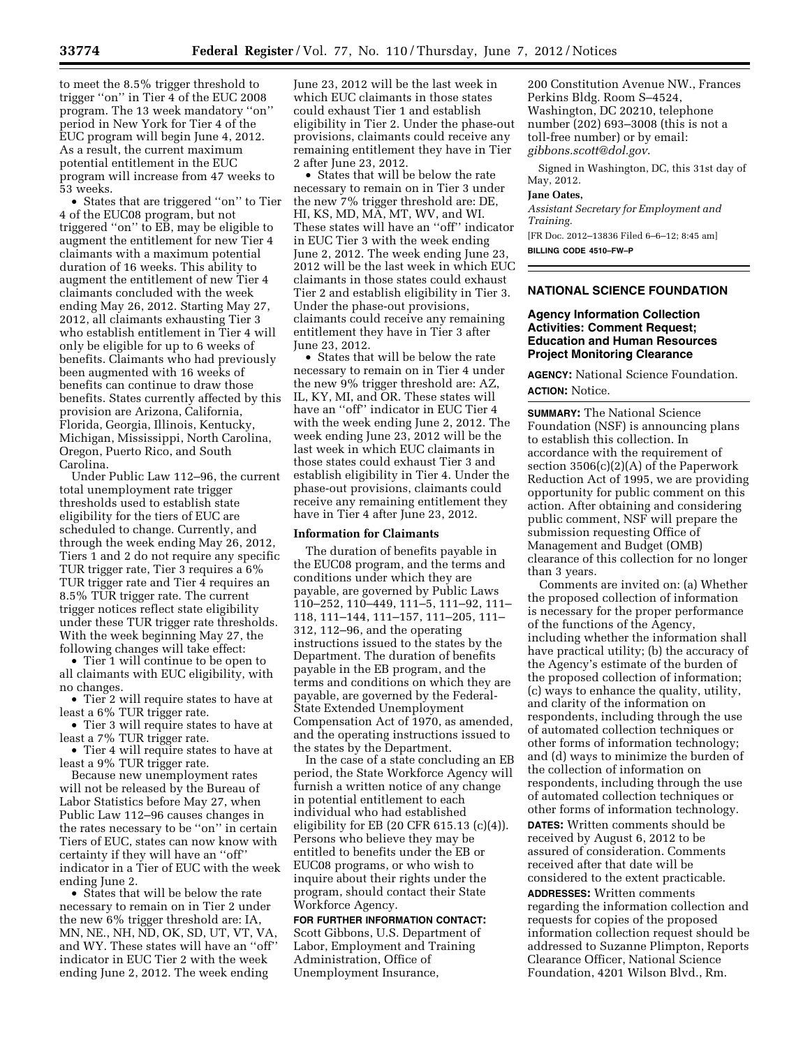to meet the 8.5% trigger threshold to trigger ''on'' in Tier 4 of the EUC 2008 program. The 13 week mandatory ''on'' period in New York for Tier 4 of the EUC program will begin June 4, 2012. As a result, the current maximum potential entitlement in the EUC program will increase from 47 weeks to 53 weeks.

- States that are triggered ''on'' to Tier 4 of the EUC08 program, but not triggered ''on'' to EB, may be eligible to augment the entitlement for new Tier 4 claimants with a maximum potential duration of 16 weeks. This ability to augment the entitlement of new Tier 4 claimants concluded with the week ending May 26, 2012. Starting May 27, 2012, all claimants exhausting Tier 3 who establish entitlement in Tier 4 will only be eligible for up to 6 weeks of benefits. Claimants who had previously been augmented with 16 weeks of benefits can continue to draw those benefits. States currently affected by this provision are Arizona, California, Florida, Georgia, Illinois, Kentucky, Michigan, Mississippi, North Carolina, Oregon, Puerto Rico, and South Carolina.

Under Public Law 112–96, the current total unemployment rate trigger thresholds used to establish state eligibility for the tiers of EUC are scheduled to change. Currently, and through the week ending May 26, 2012, Tiers 1 and 2 do not require any specific TUR trigger rate, Tier 3 requires a 6% TUR trigger rate and Tier 4 requires an 8.5% TUR trigger rate. The current trigger notices reflect state eligibility under these TUR trigger rate thresholds. With the week beginning May 27, the following changes will take effect:

- Tier 1 will continue to be open to all claimants with EUC eligibility, with no changes.
- Tier 2 will require states to have at least a 6% TUR trigger rate.
- Tier 3 will require states to have at least a 7% TUR trigger rate.
- Tier 4 will require states to have at least a 9% TUR trigger rate.

Because new unemployment rates will not be released by the Bureau of Labor Statistics before May 27, when Public Law 112–96 causes changes in the rates necessary to be ''on'' in certain Tiers of EUC, states can now know with certainty if they will have an ''off'' indicator in a Tier of EUC with the week ending June 2.

- States that will be below the rate necessary to remain on in Tier 2 under the new 6% trigger threshold are: IA, MN, NE., NH, ND, OK, SD, UT, VT, VA, and WY. These states will have an ''off'' indicator in EUC Tier 2 with the week ending June 2, 2012. The week ending June 23, 2012 will be the last week in which EUC claimants in those states could exhaust Tier 1 and establish eligibility in Tier 2. Under the phase-out provisions, claimants could receive any remaining entitlement they have in Tier 2 after June 23, 2012.
- States that will be below the rate necessary to remain on in Tier 3 under the new 7% trigger threshold are: DE, HI, KS, MD, MA, MT, WV, and WI. These states will have an ''off'' indicator in EUC Tier 3 with the week ending June 2, 2012. The week ending June 23, 2012 will be the last week in which EUC claimants in those states could exhaust Tier 2 and establish eligibility in Tier 3. Under the phase-out provisions, claimants could receive any remaining entitlement they have in Tier 3 after June 23, 2012.
- States that will be below the rate necessary to remain on in Tier 4 under the new 9% trigger threshold are: AZ, IL, KY, MI, and OR. These states will have an ''off'' indicator in EUC Tier 4 with the week ending June 2, 2012. The week ending June 23, 2012 will be the last week in which EUC claimants in those states could exhaust Tier 3 and establish eligibility in Tier 4. Under the phase-out provisions, claimants could receive any remaining entitlement they have in Tier 4 after June 23, 2012.

**Information for Claimants**

The duration of benefits payable in the EUC08 program, and the terms and conditions under which they are payable, are governed by Public Laws 110–252, 110–449, 111–5, 111–92, 111–118, 111–144, 111–157, 111–205, 111–312, 112–96, and the operating instructions issued to the states by the Department. The duration of benefits payable in the EB program, and the terms and conditions on which they are payable, are governed by the Federal-State Extended Unemployment Compensation Act of 1970, as amended, and the operating instructions issued to the states by the Department.

In the case of a state concluding an EB period, the State Workforce Agency will furnish a written notice of any change in potential entitlement to each individual who had established eligibility for EB (20 CFR 615.13 (c)(4)). Persons who believe they may be entitled to benefits under the EB or EUC08 programs, or who wish to inquire about their rights under the program, should contact their State Workforce Agency.

**FOR FURTHER INFORMATION CONTACT:** Scott Gibbons, U.S. Department of Labor, Employment and Training Administration, Office of Unemployment Insurance, 200 Constitution Avenue NW., Frances Perkins Bldg. Room S–4524, Washington, DC 20210, telephone number (202) 693–3008 (this is not a toll-free number) or by email: *gibbons.scott@dol.gov*.

Signed in Washington, DC, this 31st day of May, 2012.

**Jane Oates,**

*Assistant Secretary for Employment and Training.*

[FR Doc. 2012–13836 Filed 6–6–12; 8:45 am]

**BILLING CODE 4510–FW–P**

## NATIONAL SCIENCE FOUNDATION

### Agency Information Collection Activities: Comment Request; Education and Human Resources Project Monitoring Clearance

**AGENCY:** National Science Foundation.

**ACTION:** Notice.

**SUMMARY:** The National Science Foundation (NSF) is announcing plans to establish this collection. In accordance with the requirement of section 3506(c)(2)(A) of the Paperwork Reduction Act of 1995, we are providing opportunity for public comment on this action. After obtaining and considering public comment, NSF will prepare the submission requesting Office of Management and Budget (OMB) clearance of this collection for no longer than 3 years.

Comments are invited on: (a) Whether the proposed collection of information is necessary for the proper performance of the functions of the Agency, including whether the information shall have practical utility; (b) the accuracy of the Agency's estimate of the burden of the proposed collection of information; (c) ways to enhance the quality, utility, and clarity of the information on respondents, including through the use of automated collection techniques or other forms of information technology; and (d) ways to minimize the burden of the collection of information on respondents, including through the use of automated collection techniques or other forms of information technology.

**DATES:** Written comments should be received by August 6, 2012 to be assured of consideration. Comments received after that date will be considered to the extent practicable.

**ADDRESSES:** Written comments regarding the information collection and requests for copies of the proposed information collection request should be addressed to Suzanne Plimpton, Reports Clearance Officer, National Science Foundation, 4201 Wilson Blvd., Rm.